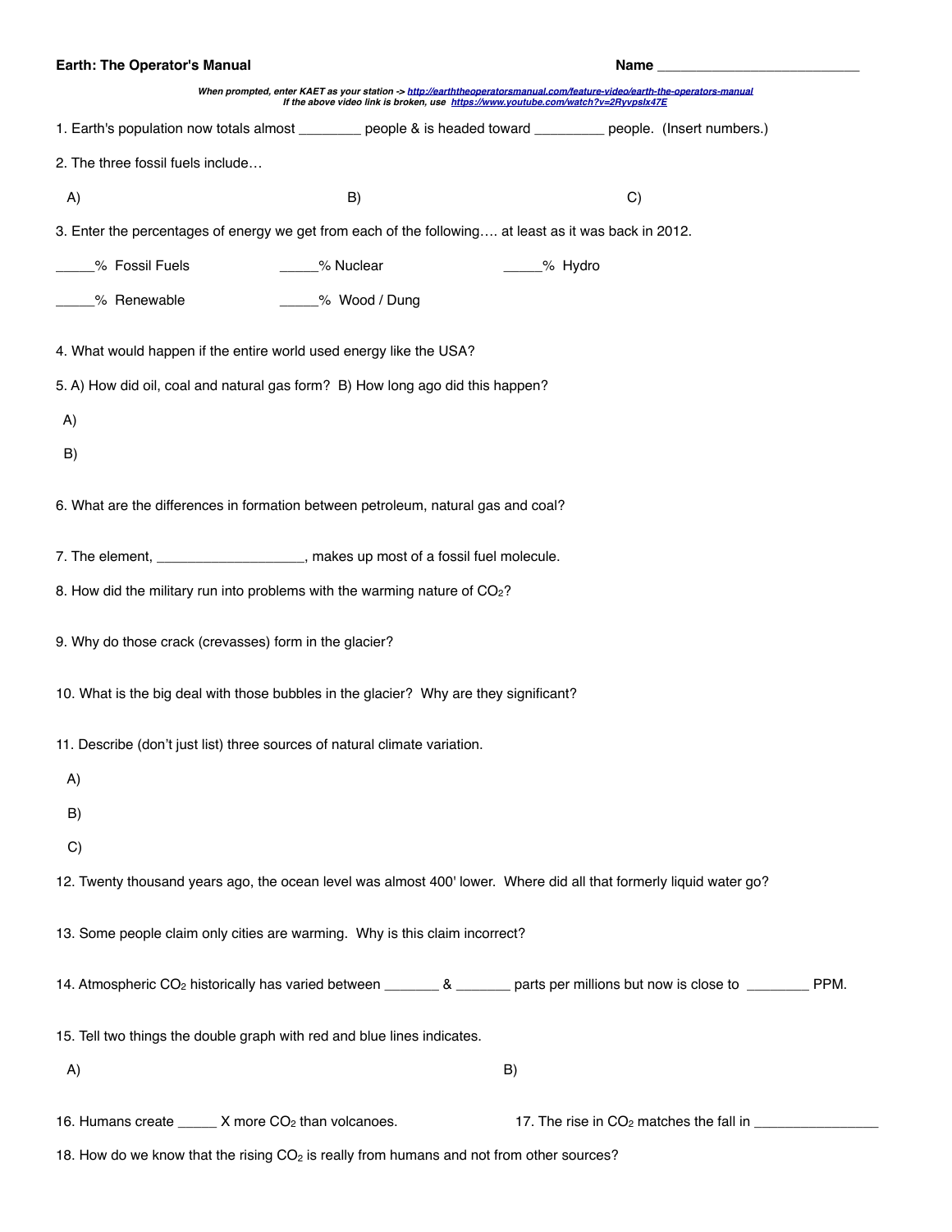**Earth: The Operator's Manual** **Name** ___________________________

***When prompted, enter KAET as your station -> [http://earththeoperatorsmanual.com/feature-video/earth-the-operators-manual](http://earththeoperatorsmanual.com/feature-video/earth-the-operators-manual)***
***If the above video link is broken, use [https://www.youtube.com/watch?v=2RyvpsIx47E](https://www.youtube.com/watch?v=2RyvpsIx47E)***

1. Earth's population now totals almost ________ people & is headed toward _________ people. (Insert numbers.)

2. The three fossil fuels include…

A) B) C)

3. Enter the percentages of energy we get from each of the following…. at least as it was back in 2012.

_____% Fossil Fuels _____% Nuclear _____% Hydro

_____% Renewable _____% Wood / Dung

4. What would happen if the entire world used energy like the USA?

5. A) How did oil, coal and natural gas form? B) How long ago did this happen?

A)

B)

6. What are the differences in formation between petroleum, natural gas and coal?

7. The element, ___________________, makes up most of a fossil fuel molecule.

8. How did the military run into problems with the warming nature of $CO_2$?

9. Why do those crack (crevasses) form in the glacier?

10. What is the big deal with those bubbles in the glacier? Why are they significant?

11. Describe (don't just list) three sources of natural climate variation.

A)

B)

C)

12. Twenty thousand years ago, the ocean level was almost 400' lower. Where did all that formerly liquid water go?

13. Some people claim only cities are warming. Why is this claim incorrect?

14. Atmospheric $CO_2$ historically has varied between _______ & _______ parts per millions but now is close to ________ PPM.

15. Tell two things the double graph with red and blue lines indicates.

A) B)

16. Humans create _____ X more $CO_2$ than volcanoes.

17. The rise in $CO_2$ matches the fall in ________________

18. How do we know that the rising $CO_2$ is really from humans and not from other sources?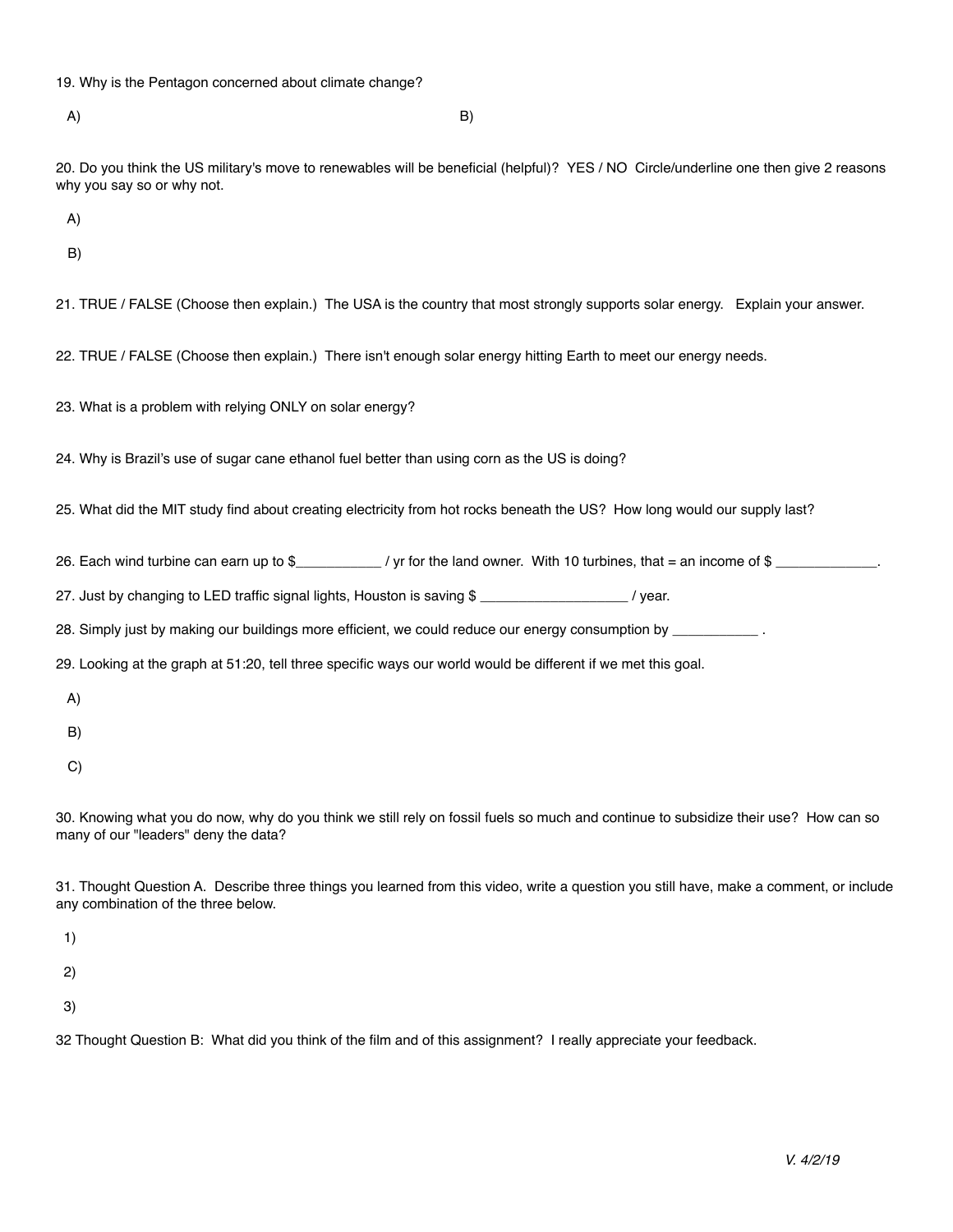19. Why is the Pentagon concerned about climate change?

A) B)

20. Do you think the US military's move to renewables will be beneficial (helpful)? YES / NO Circle/underline one then give 2 reasons why you say so or why not.

A)

B)

21. TRUE / FALSE (Choose then explain.) The USA is the country that most strongly supports solar energy. Explain your answer.

22. TRUE / FALSE (Choose then explain.) There isn't enough solar energy hitting Earth to meet our energy needs.

23. What is a problem with relying ONLY on solar energy?

24. Why is Brazil's use of sugar cane ethanol fuel better than using corn as the US is doing?

25. What did the MIT study find about creating electricity from hot rocks beneath the US? How long would our supply last?

26. Each wind turbine can earn up to $___________ / yr for the land owner. With 10 turbines, that = an income of $ _____________.

27. Just by changing to LED traffic signal lights, Houston is saving $ ___________________ / year.

28. Simply just by making our buildings more efficient, we could reduce our energy consumption by ___________ .

29. Looking at the graph at 51:20, tell three specific ways our world would be different if we met this goal.

A)

B)

C)

30. Knowing what you do now, why do you think we still rely on fossil fuels so much and continue to subsidize their use? How can so many of our "leaders" deny the data?

31. Thought Question A. Describe three things you learned from this video, write a question you still have, make a comment, or include any combination of the three below.

1)

2)

3)

32 Thought Question B: What did you think of the film and of this assignment? I really appreciate your feedback.

*V. 4/2/19*